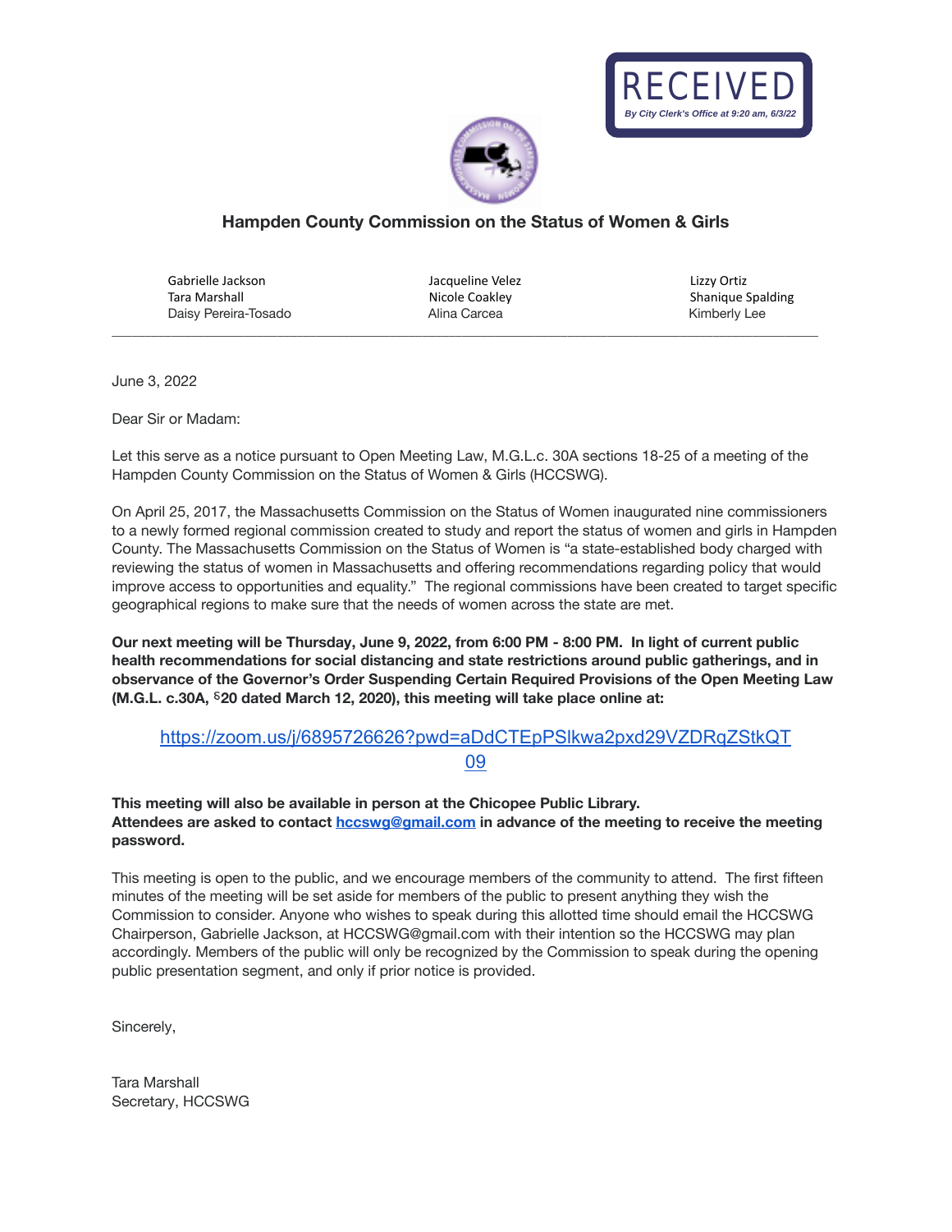RECEIVED
*By City Clerk's Office at 9:20 am, 6/3/22*

## Hampden County Commission on the Status of Women & Girls

| | | |
|---|---|---|
| Gabrielle Jackson | Jacqueline Velez | Lizzy Ortiz |
| Tara Marshall | Nicole Coakley | Shanique Spalding |
| Daisy Pereira-Tosado | Alina Carcea | Kimberly Lee |

---

June 3, 2022

Dear Sir or Madam:

Let this serve as a notice pursuant to Open Meeting Law, M.G.L.c. 30A sections 18-25 of a meeting of the Hampden County Commission on the Status of Women & Girls (HCCSWG).

On April 25, 2017, the Massachusetts Commission on the Status of Women inaugurated nine commissioners to a newly formed regional commission created to study and report the status of women and girls in Hampden County. The Massachusetts Commission on the Status of Women is "a state-established body charged with reviewing the status of women in Massachusetts and offering recommendations regarding policy that would improve access to opportunities and equality." The regional commissions have been created to target specific geographical regions to make sure that the needs of women across the state are met.

**Our next meeting will be Thursday, June 9, 2022, from 6:00 PM - 8:00 PM. In light of current public health recommendations for social distancing and state restrictions around public gatherings, and in observance of the Governor's Order Suspending Certain Required Provisions of the Open Meeting Law (M.G.L. c.30A, §20 dated March 12, 2020), this meeting will take place online at:**

https://zoom.us/j/6895726626?pwd=aDdCTEpPSlkwa2pxd29VZDRqZStkQT09

**This meeting will also be available in person at the Chicopee Public Library.**
**Attendees are asked to contact hccswg@gmail.com in advance of the meeting to receive the meeting password.**

This meeting is open to the public, and we encourage members of the community to attend. The first fifteen minutes of the meeting will be set aside for members of the public to present anything they wish the Commission to consider. Anyone who wishes to speak during this allotted time should email the HCCSWG Chairperson, Gabrielle Jackson, at HCCSWG@gmail.com with their intention so the HCCSWG may plan accordingly. Members of the public will only be recognized by the Commission to speak during the opening public presentation segment, and only if prior notice is provided.

Sincerely,

Tara Marshall
Secretary, HCCSWG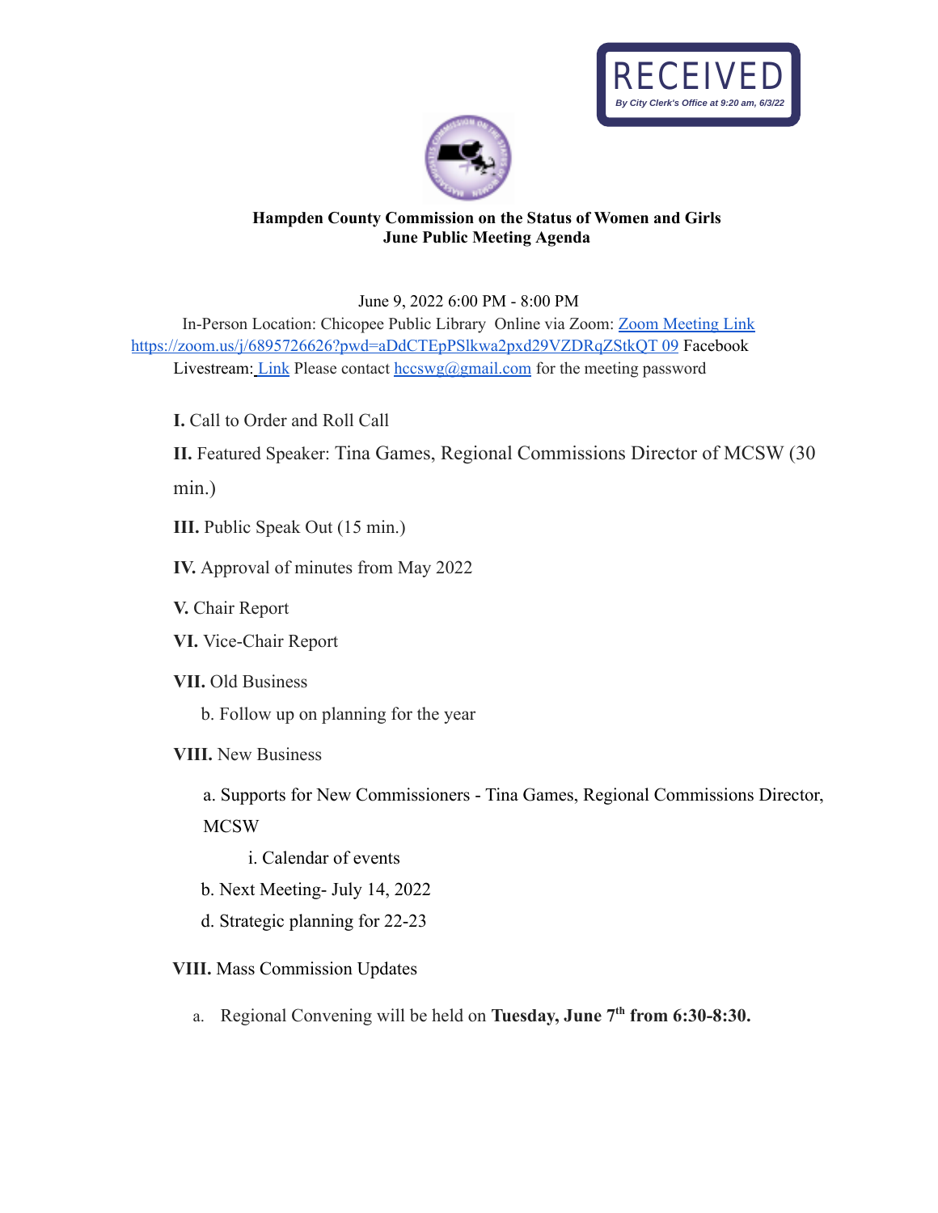RECEIVED
*By City Clerk's Office at 9:20 am, 6/3/22*

**Hampden County Commission on the Status of Women and Girls**
**June Public Meeting Agenda**

June 9, 2022 6:00 PM - 8:00 PM
In-Person Location: Chicopee Public Library Online via Zoom: [Zoom Meeting Link](https://zoom.us/j/6895726626?pwd=aDdCTEpPSlkwa2pxd29VZDRqZStkQT09) https://zoom.us/j/6895726626?pwd=aDdCTEpPSlkwa2pxd29VZDRqZStkQT 09 Facebook Livestream: Link Please contact hccswg@gmail.com for the meeting password

**I.** Call to Order and Roll Call

**II.** Featured Speaker: Tina Games, Regional Commissions Director of MCSW (30 min.)

**III.** Public Speak Out (15 min.)

**IV.** Approval of minutes from May 2022

**V.** Chair Report

**VI.** Vice-Chair Report

**VII.** Old Business

b. Follow up on planning for the year

**VIII.** New Business

a. Supports for New Commissioners - Tina Games, Regional Commissions Director, MCSW

i. Calendar of events

b. Next Meeting- July 14, 2022

d. Strategic planning for 22-23

**VIII.** Mass Commission Updates

a. Regional Convening will be held on **Tuesday, June 7th from 6:30-8:30.**